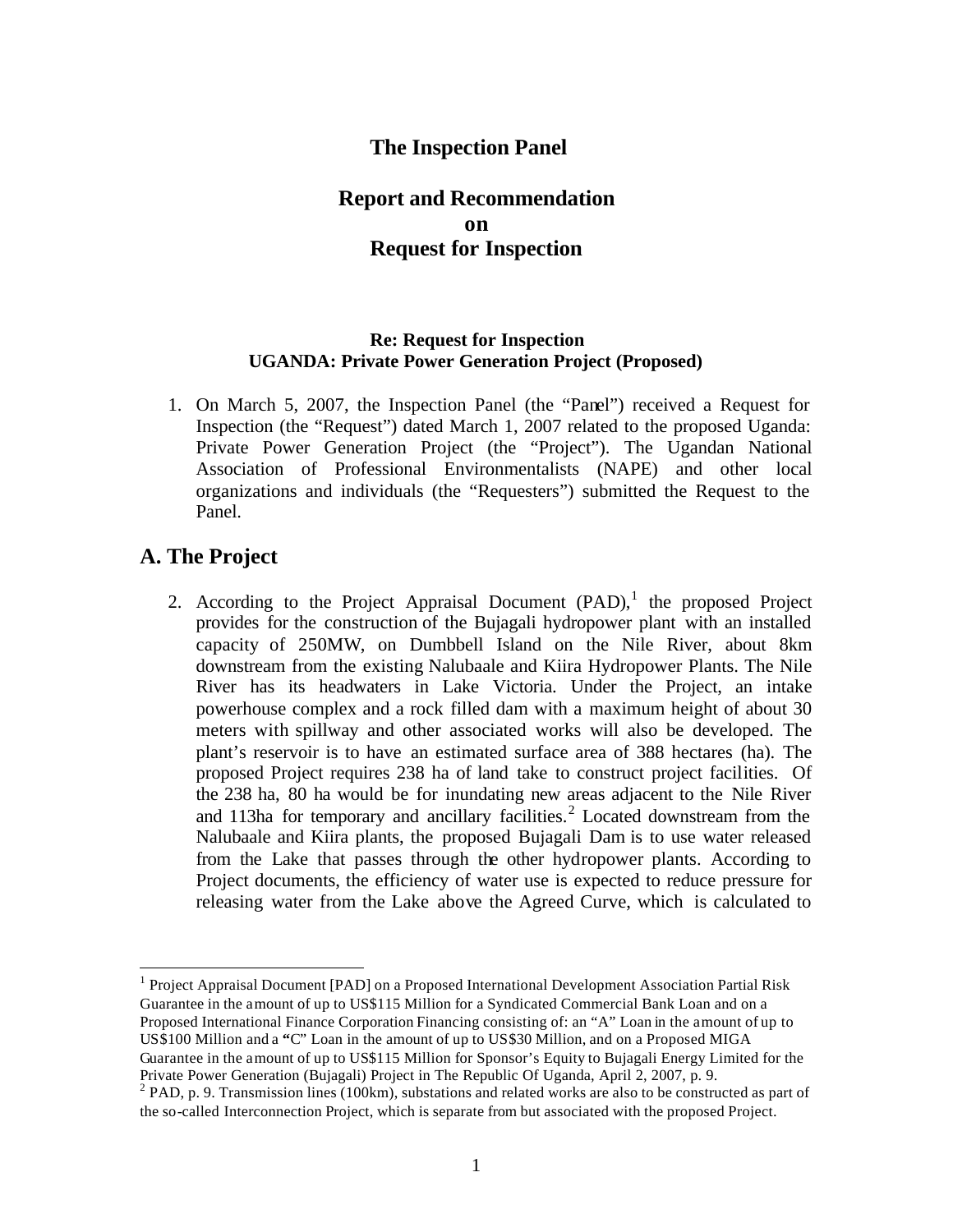# The Inspection Panel

## Report and Recommendation on Request for Inspection

**Re: Request for Inspection**
**UGANDA: Private Power Generation Project (Proposed)**

1. On March 5, 2007, the Inspection Panel (the "Panel") received a Request for Inspection (the "Request") dated March 1, 2007 related to the proposed Uganda: Private Power Generation Project (the "Project"). The Ugandan National Association of Professional Environmentalists (NAPE) and other local organizations and individuals (the "Requesters") submitted the Request to the Panel.

## A. The Project

2. According to the Project Appraisal Document (PAD),[1] the proposed Project provides for the construction of the Bujagali hydropower plant with an installed capacity of 250MW, on Dumbbell Island on the Nile River, about 8km downstream from the existing Nalubaale and Kiira Hydropower Plants. The Nile River has its headwaters in Lake Victoria. Under the Project, an intake powerhouse complex and a rock filled dam with a maximum height of about 30 meters with spillway and other associated works will also be developed. The plant's reservoir is to have an estimated surface area of 388 hectares (ha). The proposed Project requires 238 ha of land take to construct project facilities. Of the 238 ha, 80 ha would be for inundating new areas adjacent to the Nile River and 113ha for temporary and ancillary facilities.[2] Located downstream from the Nalubaale and Kiira plants, the proposed Bujagali Dam is to use water released from the Lake that passes through the other hydropower plants. According to Project documents, the efficiency of water use is expected to reduce pressure for releasing water from the Lake above the Agreed Curve, which is calculated to

---

[1] Project Appraisal Document [PAD] on a Proposed International Development Association Partial Risk Guarantee in the amount of up to US$115 Million for a Syndicated Commercial Bank Loan and on a Proposed International Finance Corporation Financing consisting of: an "A" Loan in the amount of up to US$100 Million and a **"**C" Loan in the amount of up to US$30 Million, and on a Proposed MIGA Guarantee in the amount of up to US$115 Million for Sponsor's Equity to Bujagali Energy Limited for the Private Power Generation (Bujagali) Project in The Republic Of Uganda, April 2, 2007, p. 9.

[2] PAD, p. 9. Transmission lines (100km), substations and related works are also to be constructed as part of the so-called Interconnection Project, which is separate from but associated with the proposed Project.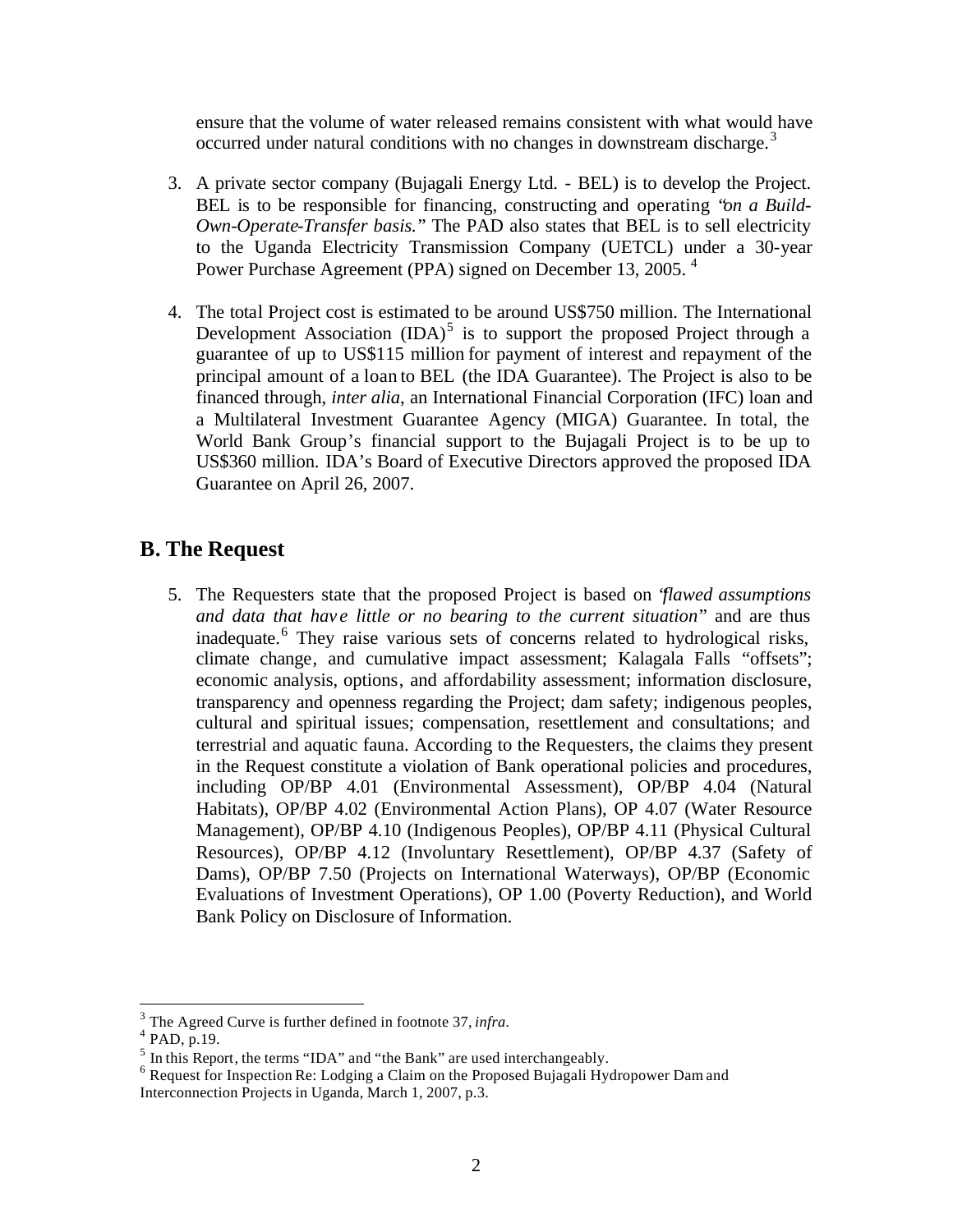ensure that the volume of water released remains consistent with what would have occurred under natural conditions with no changes in downstream discharge.[3]

3. A private sector company (Bujagali Energy Ltd. - BEL) is to develop the Project. BEL is to be responsible for financing, constructing and operating "*on a Build-Own-Operate-Transfer basis.*" The PAD also states that BEL is to sell electricity to the Uganda Electricity Transmission Company (UETCL) under a 30-year Power Purchase Agreement (PPA) signed on December 13, 2005.[4]

4. The total Project cost is estimated to be around US$750 million. The International Development Association (IDA)[5] is to support the proposed Project through a guarantee of up to US$115 million for payment of interest and repayment of the principal amount of a loan to BEL (the IDA Guarantee). The Project is also to be financed through, *inter alia*, an International Financial Corporation (IFC) loan and a Multilateral Investment Guarantee Agency (MIGA) Guarantee. In total, the World Bank Group's financial support to the Bujagali Project is to be up to US$360 million. IDA's Board of Executive Directors approved the proposed IDA Guarantee on April 26, 2007.

## B. The Request

5. The Requesters state that the proposed Project is based on "*flawed assumptions and data that have little or no bearing to the current situation*" and are thus inadequate.[6] They raise various sets of concerns related to hydrological risks, climate change, and cumulative impact assessment; Kalagala Falls "offsets"; economic analysis, options, and affordability assessment; information disclosure, transparency and openness regarding the Project; dam safety; indigenous peoples, cultural and spiritual issues; compensation, resettlement and consultations; and terrestrial and aquatic fauna. According to the Requesters, the claims they present in the Request constitute a violation of Bank operational policies and procedures, including OP/BP 4.01 (Environmental Assessment), OP/BP 4.04 (Natural Habitats), OP/BP 4.02 (Environmental Action Plans), OP 4.07 (Water Resource Management), OP/BP 4.10 (Indigenous Peoples), OP/BP 4.11 (Physical Cultural Resources), OP/BP 4.12 (Involuntary Resettlement), OP/BP 4.37 (Safety of Dams), OP/BP 7.50 (Projects on International Waterways), OP/BP (Economic Evaluations of Investment Operations), OP 1.00 (Poverty Reduction), and World Bank Policy on Disclosure of Information.

---

[3] The Agreed Curve is further defined in footnote 37, *infra*.

[4] PAD, p.19.

[5] In this Report, the terms "IDA" and "the Bank" are used interchangeably.

[6] Request for Inspection Re: Lodging a Claim on the Proposed Bujagali Hydropower Dam and Interconnection Projects in Uganda, March 1, 2007, p.3.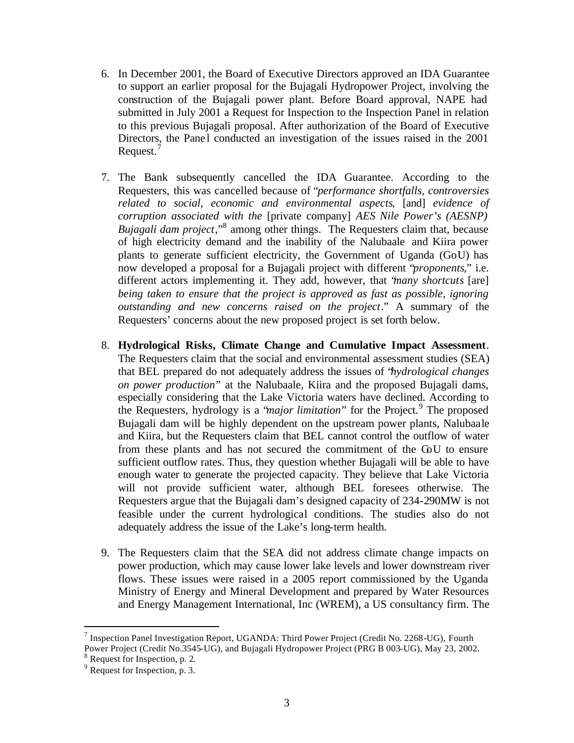6. In December 2001, the Board of Executive Directors approved an IDA Guarantee to support an earlier proposal for the Bujagali Hydropower Project, involving the construction of the Bujagali power plant. Before Board approval, NAPE had submitted in July 2001 a Request for Inspection to the Inspection Panel in relation to this previous Bujagali proposal. After authorization of the Board of Executive Directors, the Panel conducted an investigation of the issues raised in the 2001 Request.[7]

7. The Bank subsequently cancelled the IDA Guarantee. According to the Requesters, this was cancelled because of "*performance shortfalls, controversies related to social, economic and environmental aspects*, [and] *evidence of corruption associated with the* [private company] *AES Nile Power's (AESNP) Bujagali dam project*,"[8] among other things. The Requesters claim that, because of high electricity demand and the inability of the Nalubaale and Kiira power plants to generate sufficient electricity, the Government of Uganda (GoU) has now developed a proposal for a Bujagali project with different "*proponents*," i.e. different actors implementing it. They add, however, that "*many shortcuts* [are] *being taken to ensure that the project is approved as fast as possible, ignoring outstanding and new concerns raised on the project*." A summary of the Requesters' concerns about the new proposed project is set forth below.

8. **Hydrological Risks, Climate Change and Cumulative Impact Assessment**. The Requesters claim that the social and environmental assessment studies (SEA) that BEL prepared do not adequately address the issues of "*hydrological changes on power production*" at the Nalubaale, Kiira and the proposed Bujagali dams, especially considering that the Lake Victoria waters have declined. According to the Requesters, hydrology is a "*major limitation*" for the Project.[9] The proposed Bujagali dam will be highly dependent on the upstream power plants, Nalubaale and Kiira, but the Requesters claim that BEL cannot control the outflow of water from these plants and has not secured the commitment of the GoU to ensure sufficient outflow rates. Thus, they question whether Bujagali will be able to have enough water to generate the projected capacity. They believe that Lake Victoria will not provide sufficient water, although BEL foresees otherwise. The Requesters argue that the Bujagali dam's designed capacity of 234-290MW is not feasible under the current hydrological conditions. The studies also do not adequately address the issue of the Lake's long-term health.

9. The Requesters claim that the SEA did not address climate change impacts on power production, which may cause lower lake levels and lower downstream river flows. These issues were raised in a 2005 report commissioned by the Uganda Ministry of Energy and Mineral Development and prepared by Water Resources and Energy Management International, Inc (WREM), a US consultancy firm. The

---

[7] Inspection Panel Investigation Report, UGANDA: Third Power Project (Credit No. 2268-UG), Fourth Power Project (Credit No.3545-UG), and Bujagali Hydropower Project (PRG B 003-UG), May 23, 2002.

[8] Request for Inspection, p. 2.

[9] Request for Inspection, p. 3.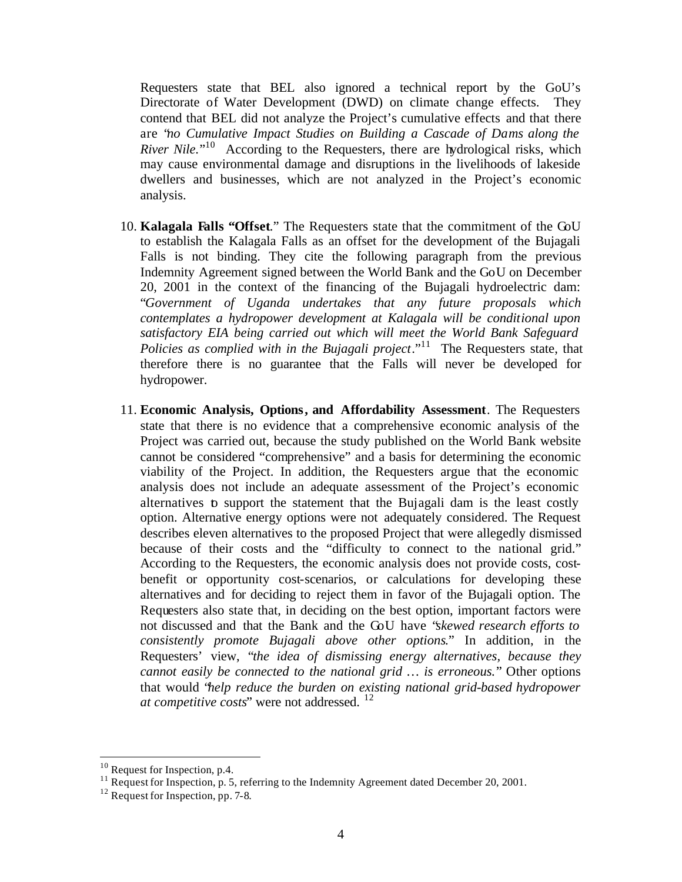Requesters state that BEL also ignored a technical report by the GoU's Directorate of Water Development (DWD) on climate change effects. They contend that BEL did not analyze the Project's cumulative effects and that there are "*no Cumulative Impact Studies on Building a Cascade of Dams along the River Nile.*"[10] According to the Requesters, there are hydrological risks, which may cause environmental damage and disruptions in the livelihoods of lakeside dwellers and businesses, which are not analyzed in the Project's economic analysis.

10. **Kalagala Falls "Offset**." The Requesters state that the commitment of the GoU to establish the Kalagala Falls as an offset for the development of the Bujagali Falls is not binding. They cite the following paragraph from the previous Indemnity Agreement signed between the World Bank and the GoU on December 20, 2001 in the context of the financing of the Bujagali hydroelectric dam: "*Government of Uganda undertakes that any future proposals which contemplates a hydropower development at Kalagala will be conditional upon satisfactory EIA being carried out which will meet the World Bank Safeguard Policies as complied with in the Bujagali project*."[11] The Requesters state, that therefore there is no guarantee that the Falls will never be developed for hydropower.

11. **Economic Analysis, Options, and Affordability Assessment**. The Requesters state that there is no evidence that a comprehensive economic analysis of the Project was carried out, because the study published on the World Bank website cannot be considered "comprehensive" and a basis for determining the economic viability of the Project. In addition, the Requesters argue that the economic analysis does not include an adequate assessment of the Project's economic alternatives to support the statement that the Bujagali dam is the least costly option. Alternative energy options were not adequately considered. The Request describes eleven alternatives to the proposed Project that were allegedly dismissed because of their costs and the "difficulty to connect to the national grid." According to the Requesters, the economic analysis does not provide costs, cost-benefit or opportunity cost-scenarios, or calculations for developing these alternatives and for deciding to reject them in favor of the Bujagali option. The Requesters also state that, in deciding on the best option, important factors were not discussed and that the Bank and the GoU have "*skewed research efforts to consistently promote Bujagali above other options*." In addition, in the Requesters' view, "*the idea of dismissing energy alternatives, because they cannot easily be connected to the national grid … is erroneous.*" Other options that would "*help reduce the burden on existing national grid-based hydropower at competitive costs*" were not addressed. [12]

---

[10] Request for Inspection, p.4.
[11] Request for Inspection, p. 5, referring to the Indemnity Agreement dated December 20, 2001.
[12] Request for Inspection, pp. 7-8.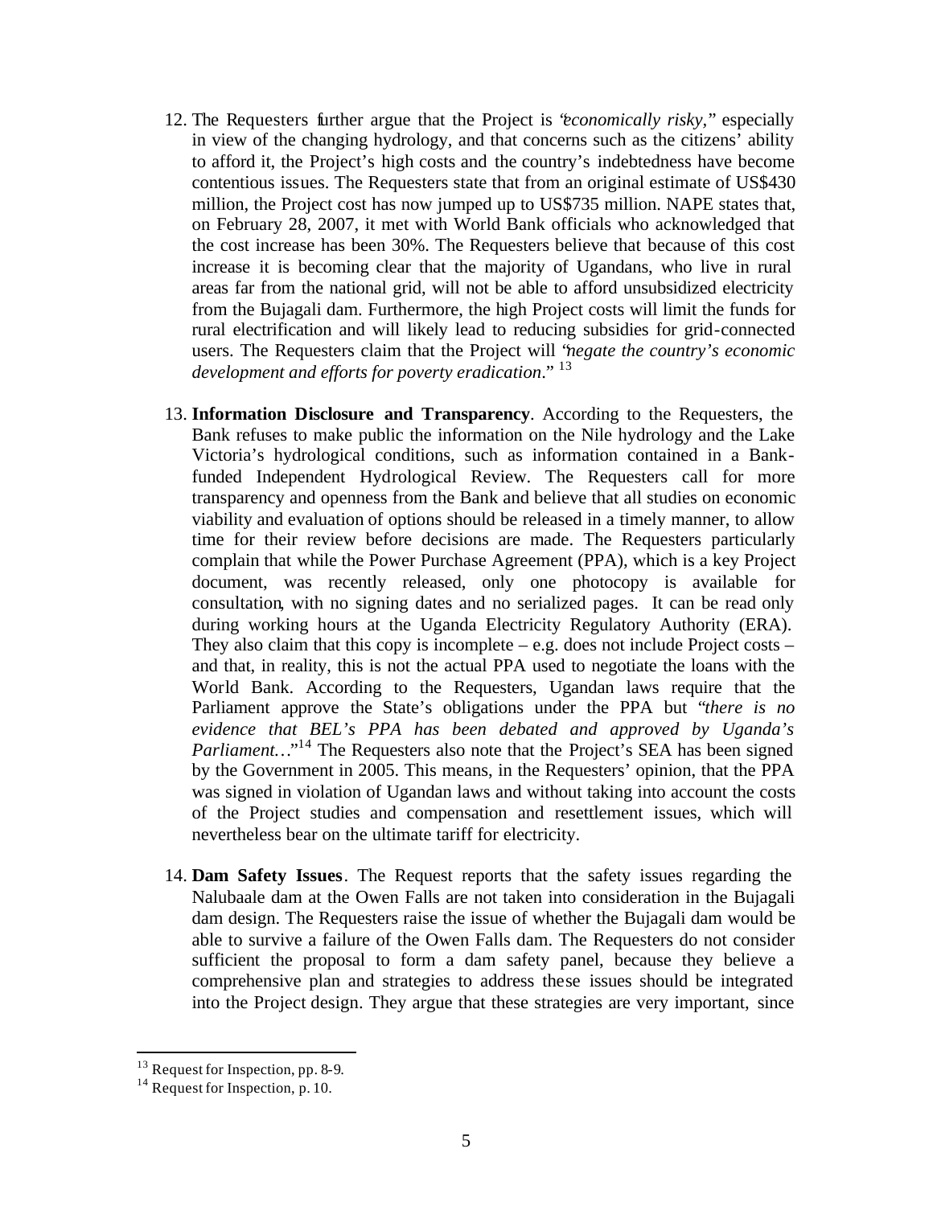12. The Requesters further argue that the Project is "*economically risky*," especially in view of the changing hydrology, and that concerns such as the citizens' ability to afford it, the Project's high costs and the country's indebtedness have become contentious issues. The Requesters state that from an original estimate of US$430 million, the Project cost has now jumped up to US$735 million. NAPE states that, on February 28, 2007, it met with World Bank officials who acknowledged that the cost increase has been 30%. The Requesters believe that because of this cost increase it is becoming clear that the majority of Ugandans, who live in rural areas far from the national grid, will not be able to afford unsubsidized electricity from the Bujagali dam. Furthermore, the high Project costs will limit the funds for rural electrification and will likely lead to reducing subsidies for grid-connected users. The Requesters claim that the Project will "*negate the country's economic development and efforts for poverty eradication*." [13]

13. **Information Disclosure and Transparency**. According to the Requesters, the Bank refuses to make public the information on the Nile hydrology and the Lake Victoria's hydrological conditions, such as information contained in a Bank-funded Independent Hydrological Review. The Requesters call for more transparency and openness from the Bank and believe that all studies on economic viability and evaluation of options should be released in a timely manner, to allow time for their review before decisions are made. The Requesters particularly complain that while the Power Purchase Agreement (PPA), which is a key Project document, was recently released, only one photocopy is available for consultation, with no signing dates and no serialized pages. It can be read only during working hours at the Uganda Electricity Regulatory Authority (ERA). They also claim that this copy is incomplete – e.g. does not include Project costs – and that, in reality, this is not the actual PPA used to negotiate the loans with the World Bank. According to the Requesters, Ugandan laws require that the Parliament approve the State's obligations under the PPA but "*there is no evidence that BEL's PPA has been debated and approved by Uganda's Parliament…*"[14] The Requesters also note that the Project's SEA has been signed by the Government in 2005. This means, in the Requesters' opinion, that the PPA was signed in violation of Ugandan laws and without taking into account the costs of the Project studies and compensation and resettlement issues, which will nevertheless bear on the ultimate tariff for electricity.

14. **Dam Safety Issues**. The Request reports that the safety issues regarding the Nalubaale dam at the Owen Falls are not taken into consideration in the Bujagali dam design. The Requesters raise the issue of whether the Bujagali dam would be able to survive a failure of the Owen Falls dam. The Requesters do not consider sufficient the proposal to form a dam safety panel, because they believe a comprehensive plan and strategies to address these issues should be integrated into the Project design. They argue that these strategies are very important, since

---

[13] Request for Inspection, pp. 8-9.

[14] Request for Inspection, p. 10.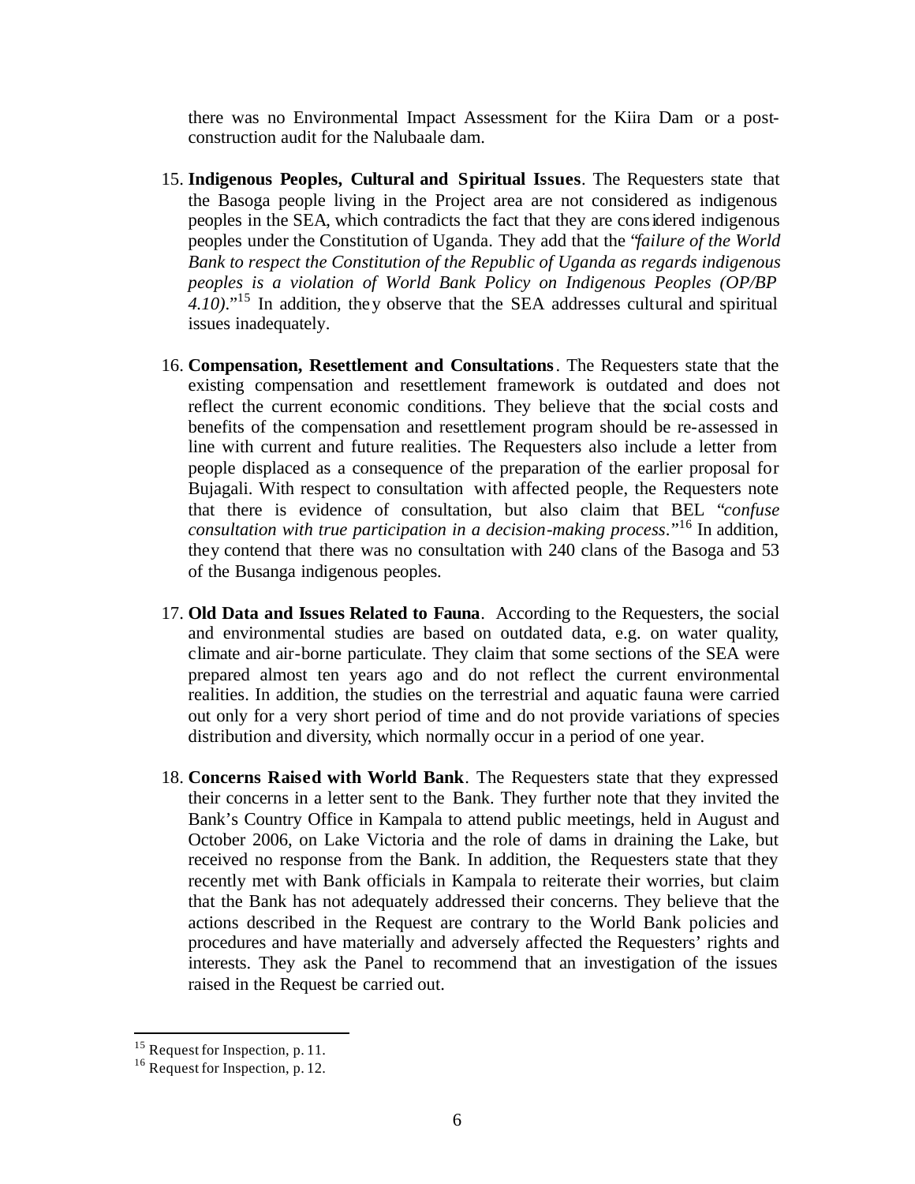there was no Environmental Impact Assessment for the Kiira Dam or a post-construction audit for the Nalubaale dam.

15. **Indigenous Peoples, Cultural and Spiritual Issues**. The Requesters state that the Basoga people living in the Project area are not considered as indigenous peoples in the SEA, which contradicts the fact that they are considered indigenous peoples under the Constitution of Uganda. They add that the "*failure of the World Bank to respect the Constitution of the Republic of Uganda as regards indigenous peoples is a violation of World Bank Policy on Indigenous Peoples (OP/BP 4.10)*."[15] In addition, they observe that the SEA addresses cultural and spiritual issues inadequately.

16. **Compensation, Resettlement and Consultations**. The Requesters state that the existing compensation and resettlement framework is outdated and does not reflect the current economic conditions. They believe that the social costs and benefits of the compensation and resettlement program should be re-assessed in line with current and future realities. The Requesters also include a letter from people displaced as a consequence of the preparation of the earlier proposal for Bujagali. With respect to consultation with affected people, the Requesters note that there is evidence of consultation, but also claim that BEL "*confuse consultation with true participation in a decision-making process*."[16] In addition, they contend that there was no consultation with 240 clans of the Basoga and 53 of the Busanga indigenous peoples.

17. **Old Data and Issues Related to Fauna**. According to the Requesters, the social and environmental studies are based on outdated data, e.g. on water quality, climate and air-borne particulate. They claim that some sections of the SEA were prepared almost ten years ago and do not reflect the current environmental realities. In addition, the studies on the terrestrial and aquatic fauna were carried out only for a very short period of time and do not provide variations of species distribution and diversity, which normally occur in a period of one year.

18. **Concerns Raised with World Bank**. The Requesters state that they expressed their concerns in a letter sent to the Bank. They further note that they invited the Bank's Country Office in Kampala to attend public meetings, held in August and October 2006, on Lake Victoria and the role of dams in draining the Lake, but received no response from the Bank. In addition, the Requesters state that they recently met with Bank officials in Kampala to reiterate their worries, but claim that the Bank has not adequately addressed their concerns. They believe that the actions described in the Request are contrary to the World Bank policies and procedures and have materially and adversely affected the Requesters' rights and interests. They ask the Panel to recommend that an investigation of the issues raised in the Request be carried out.

---

[15] Request for Inspection, p. 11.

[16] Request for Inspection, p. 12.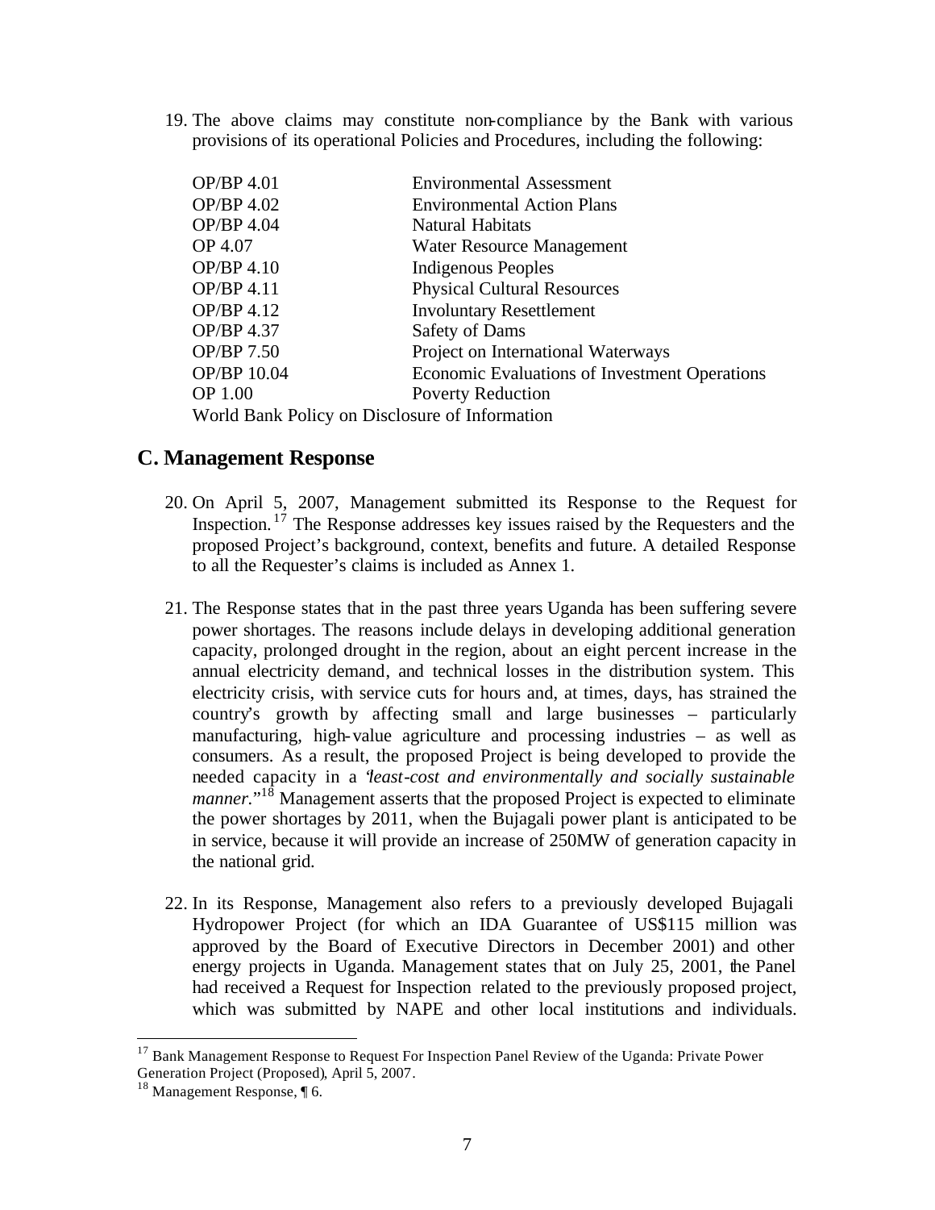19. The above claims may constitute non-compliance by the Bank with various provisions of its operational Policies and Procedures, including the following:

| | |
|---|---|
| OP/BP 4.01 | Environmental Assessment |
| OP/BP 4.02 | Environmental Action Plans |
| OP/BP 4.04 | Natural Habitats |
| OP 4.07 | Water Resource Management |
| OP/BP 4.10 | Indigenous Peoples |
| OP/BP 4.11 | Physical Cultural Resources |
| OP/BP 4.12 | Involuntary Resettlement |
| OP/BP 4.37 | Safety of Dams |
| OP/BP 7.50 | Project on International Waterways |
| OP/BP 10.04 | Economic Evaluations of Investment Operations |
| OP 1.00 | Poverty Reduction |

World Bank Policy on Disclosure of Information

## C. Management Response

20. On April 5, 2007, Management submitted its Response to the Request for Inspection.[17] The Response addresses key issues raised by the Requesters and the proposed Project's background, context, benefits and future. A detailed Response to all the Requester's claims is included as Annex 1.

21. The Response states that in the past three years Uganda has been suffering severe power shortages. The reasons include delays in developing additional generation capacity, prolonged drought in the region, about an eight percent increase in the annual electricity demand, and technical losses in the distribution system. This electricity crisis, with service cuts for hours and, at times, days, has strained the country's growth by affecting small and large businesses – particularly manufacturing, high-value agriculture and processing industries – as well as consumers. As a result, the proposed Project is being developed to provide the needed capacity in a "*least-cost and environmentally and socially sustainable manner.*"[18] Management asserts that the proposed Project is expected to eliminate the power shortages by 2011, when the Bujagali power plant is anticipated to be in service, because it will provide an increase of 250MW of generation capacity in the national grid.

22. In its Response, Management also refers to a previously developed Bujagali Hydropower Project (for which an IDA Guarantee of US$115 million was approved by the Board of Executive Directors in December 2001) and other energy projects in Uganda. Management states that on July 25, 2001, the Panel had received a Request for Inspection related to the previously proposed project, which was submitted by NAPE and other local institutions and individuals.

---

[17] Bank Management Response to Request For Inspection Panel Review of the Uganda: Private Power Generation Project (Proposed), April 5, 2007.

[18] Management Response, ¶ 6.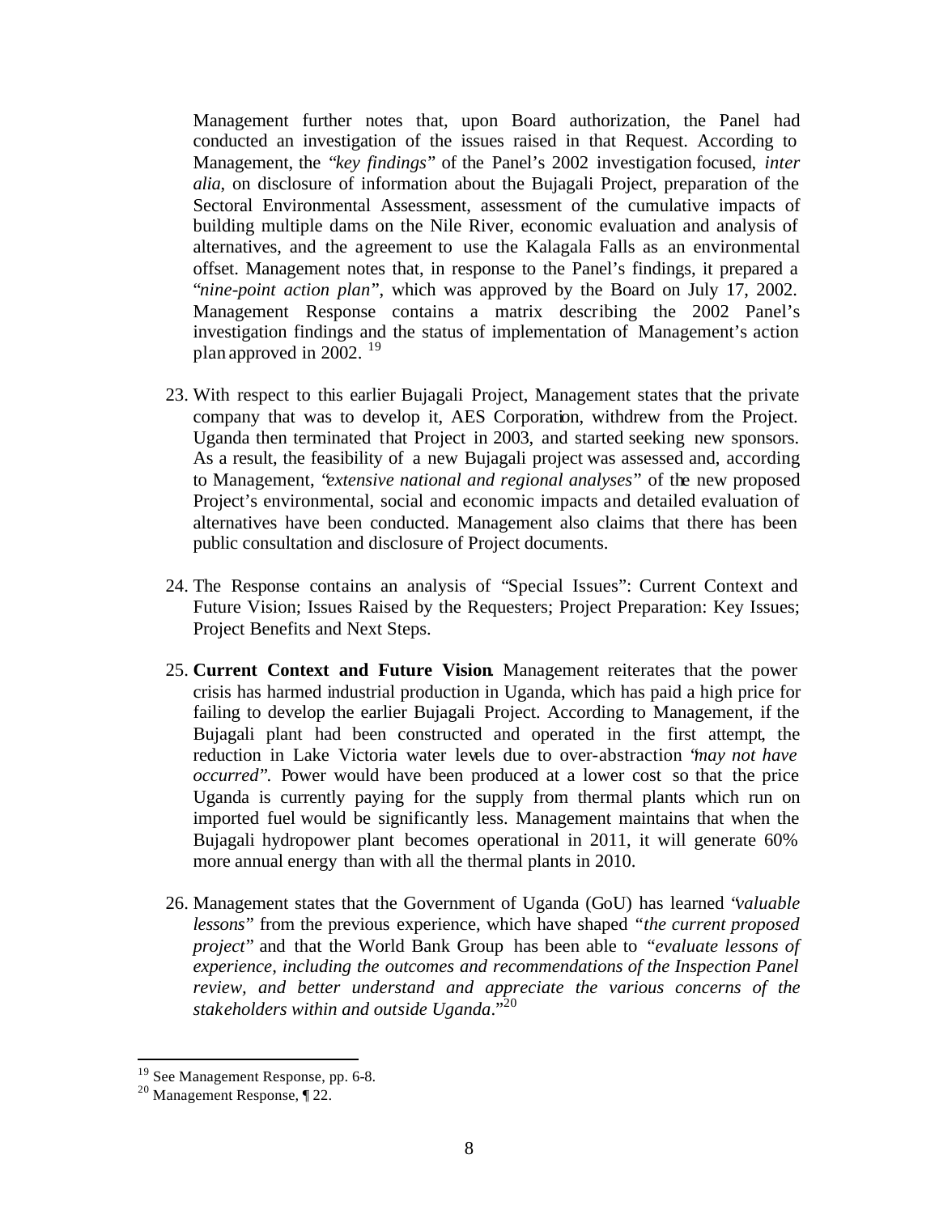Management further notes that, upon Board authorization, the Panel had conducted an investigation of the issues raised in that Request. According to Management, the "*key findings*" of the Panel's 2002 investigation focused, *inter alia*, on disclosure of information about the Bujagali Project, preparation of the Sectoral Environmental Assessment, assessment of the cumulative impacts of building multiple dams on the Nile River, economic evaluation and analysis of alternatives, and the agreement to use the Kalagala Falls as an environmental offset. Management notes that, in response to the Panel's findings, it prepared a "*nine-point action plan*", which was approved by the Board on July 17, 2002. Management Response contains a matrix describing the 2002 Panel's investigation findings and the status of implementation of Management's action plan approved in 2002. [19]

23. With respect to this earlier Bujagali Project, Management states that the private company that was to develop it, AES Corporation, withdrew from the Project. Uganda then terminated that Project in 2003, and started seeking new sponsors. As a result, the feasibility of a new Bujagali project was assessed and, according to Management, "*extensive national and regional analyses*" of the new proposed Project's environmental, social and economic impacts and detailed evaluation of alternatives have been conducted. Management also claims that there has been public consultation and disclosure of Project documents.

24. The Response contains an analysis of "Special Issues": Current Context and Future Vision; Issues Raised by the Requesters; Project Preparation: Key Issues; Project Benefits and Next Steps.

25. **Current Context and Future Vision**. Management reiterates that the power crisis has harmed industrial production in Uganda, which has paid a high price for failing to develop the earlier Bujagali Project. According to Management, if the Bujagali plant had been constructed and operated in the first attempt, the reduction in Lake Victoria water levels due to over-abstraction "*may not have occurred*". Power would have been produced at a lower cost so that the price Uganda is currently paying for the supply from thermal plants which run on imported fuel would be significantly less. Management maintains that when the Bujagali hydropower plant becomes operational in 2011, it will generate 60% more annual energy than with all the thermal plants in 2010.

26. Management states that the Government of Uganda (GoU) has learned "*valuable lessons*" from the previous experience, which have shaped "*the current proposed project*" and that the World Bank Group has been able to "*evaluate lessons of experience, including the outcomes and recommendations of the Inspection Panel review, and better understand and appreciate the various concerns of the stakeholders within and outside Uganda*."[20]

---

[19] See Management Response, pp. 6-8.

[20] Management Response, ¶ 22.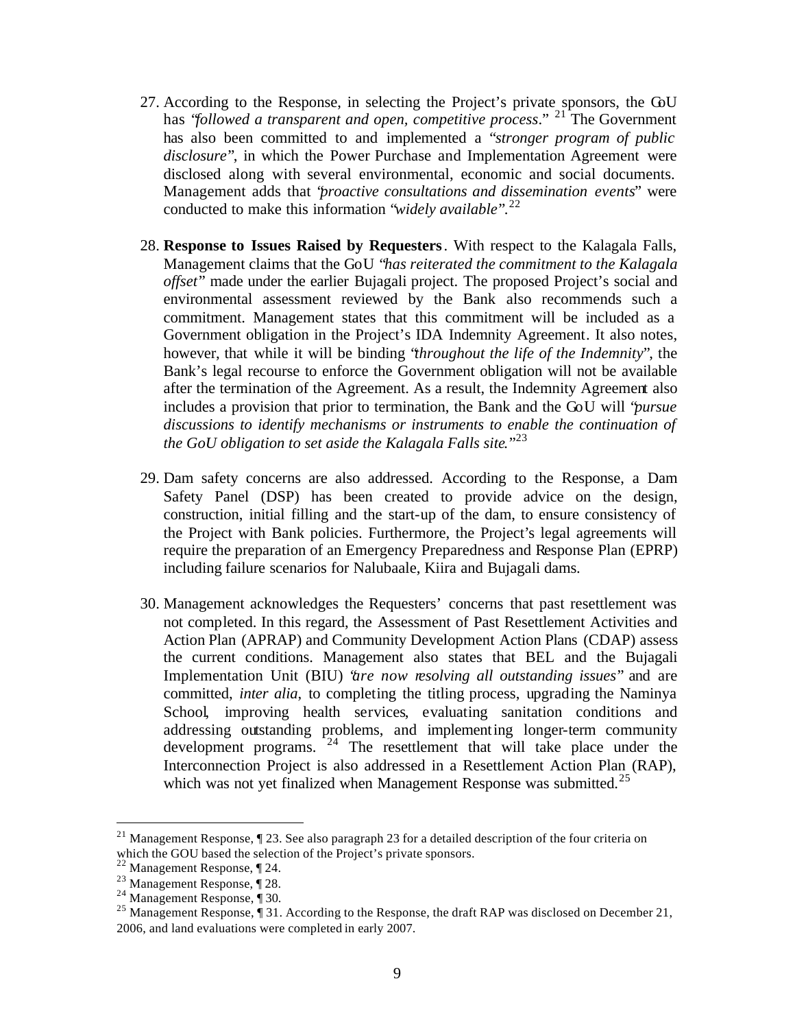27. According to the Response, in selecting the Project's private sponsors, the GoU has "*followed a transparent and open, competitive process*." [21] The Government has also been committed to and implemented a "*stronger program of public disclosure*", in which the Power Purchase and Implementation Agreement were disclosed along with several environmental, economic and social documents. Management adds that "*proactive consultations and dissemination events*" were conducted to make this information "*widely available*".[22]

28. **Response to Issues Raised by Requesters**. With respect to the Kalagala Falls, Management claims that the GoU "*has reiterated the commitment to the Kalagala offset*" made under the earlier Bujagali project. The proposed Project's social and environmental assessment reviewed by the Bank also recommends such a commitment. Management states that this commitment will be included as a Government obligation in the Project's IDA Indemnity Agreement. It also notes, however, that while it will be binding "*throughout the life of the Indemnity*", the Bank's legal recourse to enforce the Government obligation will not be available after the termination of the Agreement. As a result, the Indemnity Agreement also includes a provision that prior to termination, the Bank and the GoU will "*pursue discussions to identify mechanisms or instruments to enable the continuation of the GoU obligation to set aside the Kalagala Falls site.*"[23]

29. Dam safety concerns are also addressed. According to the Response, a Dam Safety Panel (DSP) has been created to provide advice on the design, construction, initial filling and the start-up of the dam, to ensure consistency of the Project with Bank policies. Furthermore, the Project's legal agreements will require the preparation of an Emergency Preparedness and Response Plan (EPRP) including failure scenarios for Nalubaale, Kiira and Bujagali dams.

30. Management acknowledges the Requesters' concerns that past resettlement was not completed. In this regard, the Assessment of Past Resettlement Activities and Action Plan (APRAP) and Community Development Action Plans (CDAP) assess the current conditions. Management also states that BEL and the Bujagali Implementation Unit (BIU) "*are now resolving all outstanding issues*" and are committed, *inter alia*, to completing the titling process, upgrading the Naminya School, improving health services, evaluating sanitation conditions and addressing outstanding problems, and implementing longer-term community development programs. [24] The resettlement that will take place under the Interconnection Project is also addressed in a Resettlement Action Plan (RAP), which was not yet finalized when Management Response was submitted.[25]

---

[21] Management Response, ¶ 23. See also paragraph 23 for a detailed description of the four criteria on which the GOU based the selection of the Project's private sponsors.

[22] Management Response, ¶ 24.

[23] Management Response, ¶ 28.

[24] Management Response, ¶ 30.

[25] Management Response, ¶ 31. According to the Response, the draft RAP was disclosed on December 21, 2006, and land evaluations were completed in early 2007.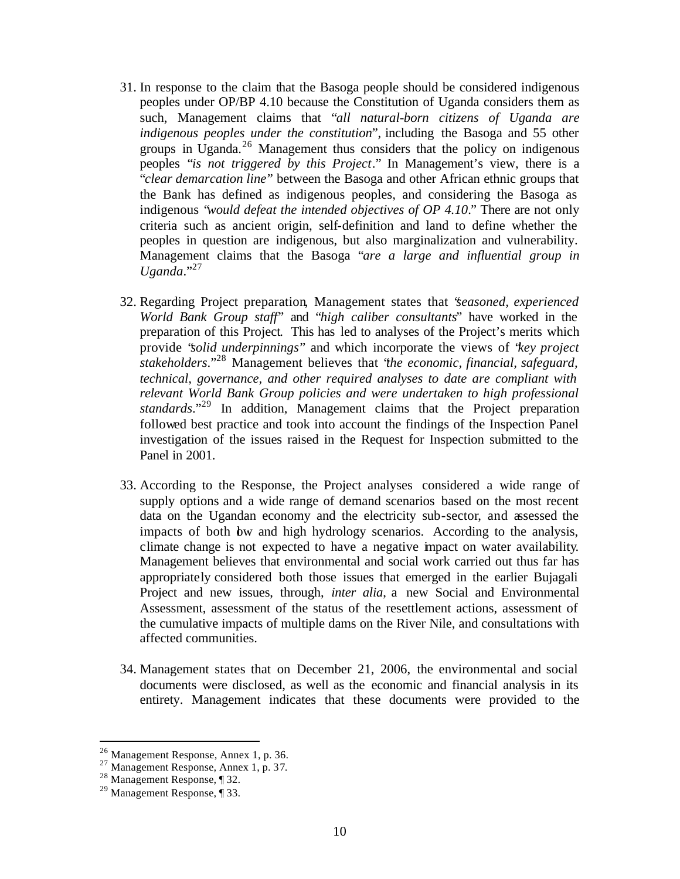31. In response to the claim that the Basoga people should be considered indigenous peoples under OP/BP 4.10 because the Constitution of Uganda considers them as such, Management claims that "*all natural-born citizens of Uganda are indigenous peoples under the constitution*", including the Basoga and 55 other groups in Uganda.[26] Management thus considers that the policy on indigenous peoples "*is not triggered by this Project*." In Management's view, there is a "*clear demarcation line*" between the Basoga and other African ethnic groups that the Bank has defined as indigenous peoples, and considering the Basoga as indigenous "*would defeat the intended objectives of OP 4.10*." There are not only criteria such as ancient origin, self-definition and land to define whether the peoples in question are indigenous, but also marginalization and vulnerability. Management claims that the Basoga "*are a large and influential group in Uganda*."[27]

32. Regarding Project preparation, Management states that "*seasoned, experienced World Bank Group staff*" and "*high caliber consultants*" have worked in the preparation of this Project. This has led to analyses of the Project's merits which provide "*solid underpinnings*" and which incorporate the views of "*key project stakeholders*."[28] Management believes that "*the economic, financial, safeguard, technical, governance, and other required analyses to date are compliant with relevant World Bank Group policies and were undertaken to high professional standards*."[29] In addition, Management claims that the Project preparation followed best practice and took into account the findings of the Inspection Panel investigation of the issues raised in the Request for Inspection submitted to the Panel in 2001.

33. According to the Response, the Project analyses considered a wide range of supply options and a wide range of demand scenarios based on the most recent data on the Ugandan economy and the electricity sub-sector, and assessed the impacts of both low and high hydrology scenarios. According to the analysis, climate change is not expected to have a negative impact on water availability. Management believes that environmental and social work carried out thus far has appropriately considered both those issues that emerged in the earlier Bujagali Project and new issues, through, *inter alia*, a new Social and Environmental Assessment, assessment of the status of the resettlement actions, assessment of the cumulative impacts of multiple dams on the River Nile, and consultations with affected communities.

34. Management states that on December 21, 2006, the environmental and social documents were disclosed, as well as the economic and financial analysis in its entirety. Management indicates that these documents were provided to the

---

[26] Management Response, Annex 1, p. 36.
[27] Management Response, Annex 1, p. 37.
[28] Management Response, ¶ 32.
[29] Management Response, ¶ 33.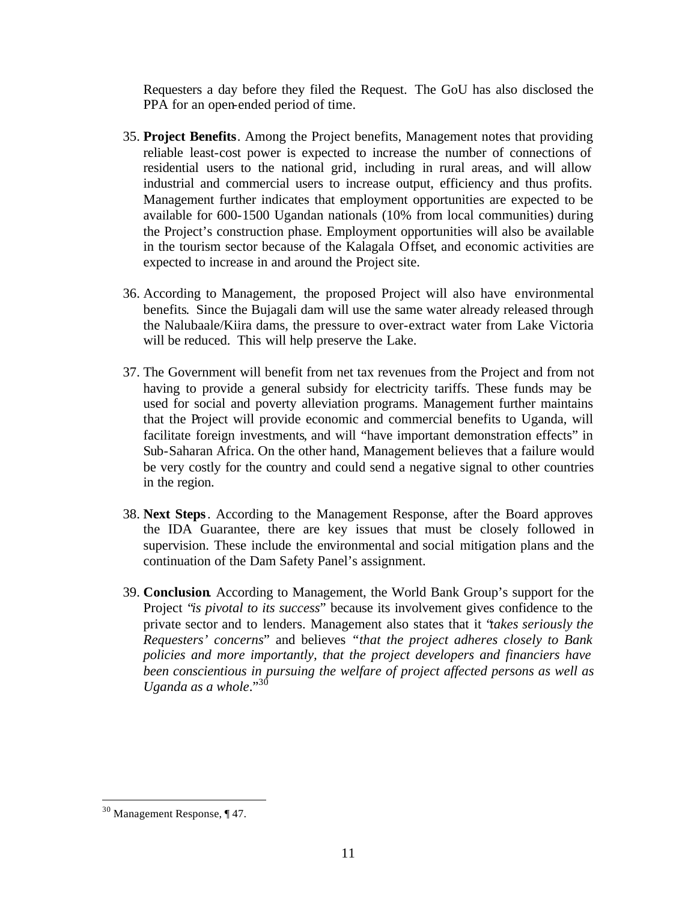Requesters a day before they filed the Request. The GoU has also disclosed the PPA for an open-ended period of time.

35. **Project Benefits**. Among the Project benefits, Management notes that providing reliable least-cost power is expected to increase the number of connections of residential users to the national grid, including in rural areas, and will allow industrial and commercial users to increase output, efficiency and thus profits. Management further indicates that employment opportunities are expected to be available for 600-1500 Ugandan nationals (10% from local communities) during the Project's construction phase. Employment opportunities will also be available in the tourism sector because of the Kalagala Offset, and economic activities are expected to increase in and around the Project site.

36. According to Management, the proposed Project will also have environmental benefits. Since the Bujagali dam will use the same water already released through the Nalubaale/Kiira dams, the pressure to over-extract water from Lake Victoria will be reduced. This will help preserve the Lake.

37. The Government will benefit from net tax revenues from the Project and from not having to provide a general subsidy for electricity tariffs. These funds may be used for social and poverty alleviation programs. Management further maintains that the Project will provide economic and commercial benefits to Uganda, will facilitate foreign investments, and will "have important demonstration effects" in Sub-Saharan Africa. On the other hand, Management believes that a failure would be very costly for the country and could send a negative signal to other countries in the region.

38. **Next Steps**. According to the Management Response, after the Board approves the IDA Guarantee, there are key issues that must be closely followed in supervision. These include the environmental and social mitigation plans and the continuation of the Dam Safety Panel's assignment.

39. **Conclusion**. According to Management, the World Bank Group's support for the Project "*is pivotal to its success*" because its involvement gives confidence to the private sector and to lenders. Management also states that it "*takes seriously the Requesters' concerns*" and believes "*that the project adheres closely to Bank policies and more importantly, that the project developers and financiers have been conscientious in pursuing the welfare of project affected persons as well as Uganda as a whole*."[30]

[30] Management Response, ¶ 47.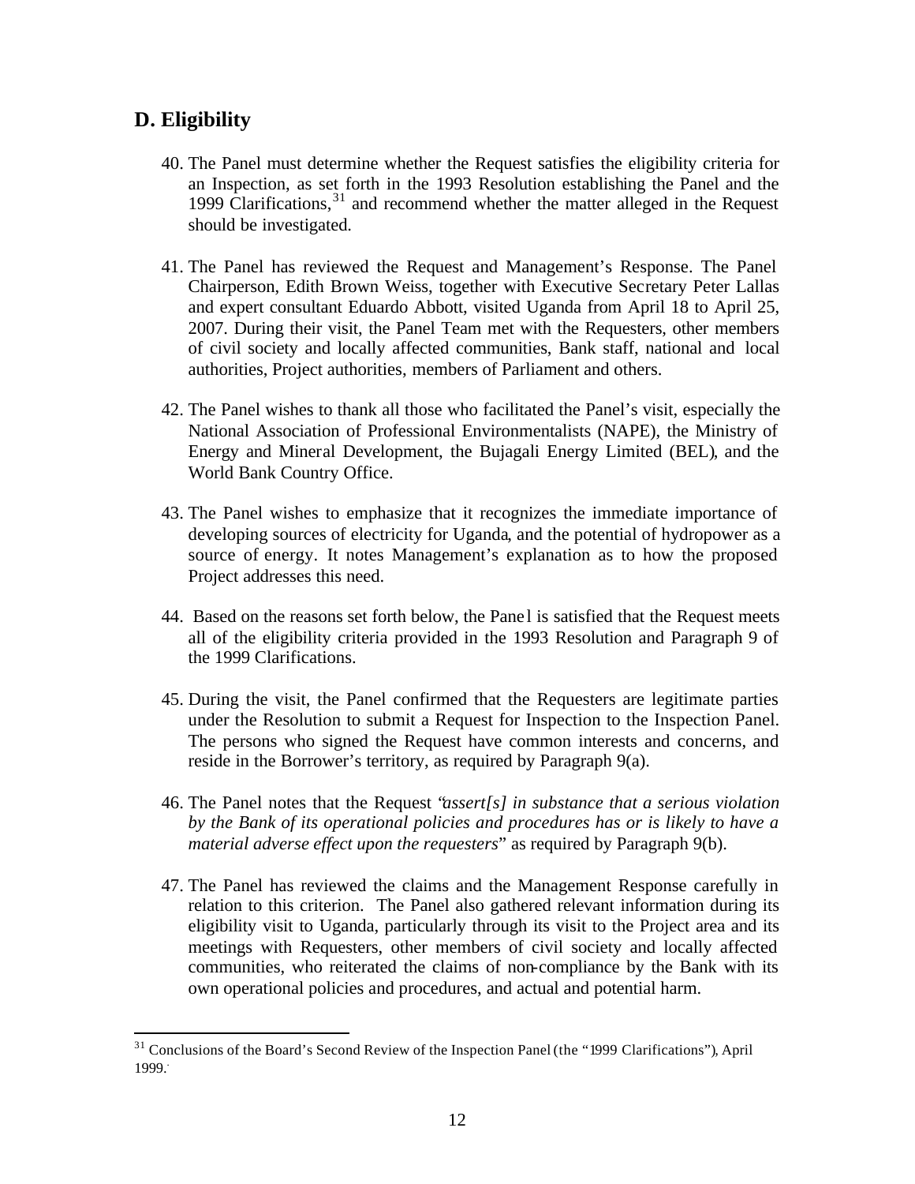## D. Eligibility

40. The Panel must determine whether the Request satisfies the eligibility criteria for an Inspection, as set forth in the 1993 Resolution establishing the Panel and the 1999 Clarifications,[31] and recommend whether the matter alleged in the Request should be investigated.

41. The Panel has reviewed the Request and Management's Response. The Panel Chairperson, Edith Brown Weiss, together with Executive Secretary Peter Lallas and expert consultant Eduardo Abbott, visited Uganda from April 18 to April 25, 2007. During their visit, the Panel Team met with the Requesters, other members of civil society and locally affected communities, Bank staff, national and local authorities, Project authorities, members of Parliament and others.

42. The Panel wishes to thank all those who facilitated the Panel's visit, especially the National Association of Professional Environmentalists (NAPE), the Ministry of Energy and Mineral Development, the Bujagali Energy Limited (BEL), and the World Bank Country Office.

43. The Panel wishes to emphasize that it recognizes the immediate importance of developing sources of electricity for Uganda, and the potential of hydropower as a source of energy. It notes Management's explanation as to how the proposed Project addresses this need.

44. Based on the reasons set forth below, the Panel is satisfied that the Request meets all of the eligibility criteria provided in the 1993 Resolution and Paragraph 9 of the 1999 Clarifications.

45. During the visit, the Panel confirmed that the Requesters are legitimate parties under the Resolution to submit a Request for Inspection to the Inspection Panel. The persons who signed the Request have common interests and concerns, and reside in the Borrower's territory, as required by Paragraph 9(a).

46. The Panel notes that the Request "*assert[s] in substance that a serious violation by the Bank of its operational policies and procedures has or is likely to have a material adverse effect upon the requesters*" as required by Paragraph 9(b).

47. The Panel has reviewed the claims and the Management Response carefully in relation to this criterion. The Panel also gathered relevant information during its eligibility visit to Uganda, particularly through its visit to the Project area and its meetings with Requesters, other members of civil society and locally affected communities, who reiterated the claims of non-compliance by the Bank with its own operational policies and procedures, and actual and potential harm.

---

[31] Conclusions of the Board's Second Review of the Inspection Panel (the "1999 Clarifications"), April 1999.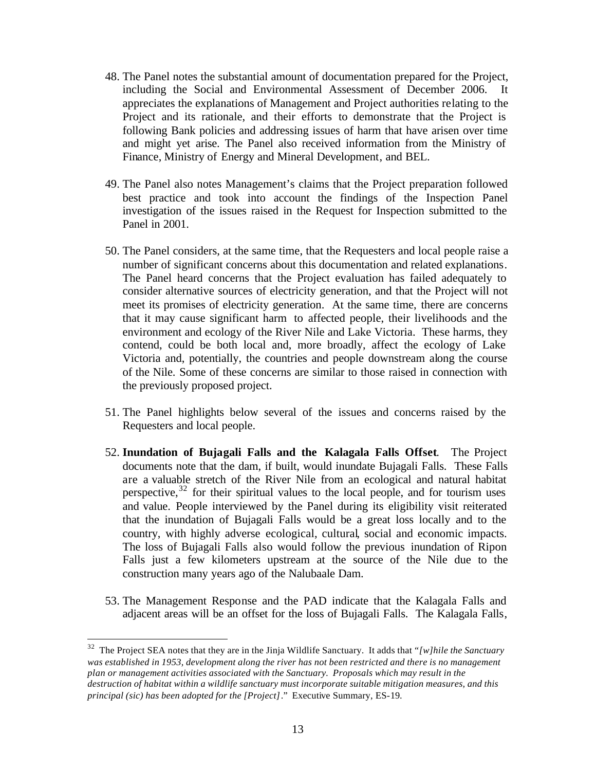48. The Panel notes the substantial amount of documentation prepared for the Project, including the Social and Environmental Assessment of December 2006. It appreciates the explanations of Management and Project authorities relating to the Project and its rationale, and their efforts to demonstrate that the Project is following Bank policies and addressing issues of harm that have arisen over time and might yet arise. The Panel also received information from the Ministry of Finance, Ministry of Energy and Mineral Development, and BEL.

49. The Panel also notes Management's claims that the Project preparation followed best practice and took into account the findings of the Inspection Panel investigation of the issues raised in the Request for Inspection submitted to the Panel in 2001.

50. The Panel considers, at the same time, that the Requesters and local people raise a number of significant concerns about this documentation and related explanations. The Panel heard concerns that the Project evaluation has failed adequately to consider alternative sources of electricity generation, and that the Project will not meet its promises of electricity generation. At the same time, there are concerns that it may cause significant harm to affected people, their livelihoods and the environment and ecology of the River Nile and Lake Victoria. These harms, they contend, could be both local and, more broadly, affect the ecology of Lake Victoria and, potentially, the countries and people downstream along the course of the Nile. Some of these concerns are similar to those raised in connection with the previously proposed project.

51. The Panel highlights below several of the issues and concerns raised by the Requesters and local people.

52. **Inundation of Bujagali Falls and the Kalagala Falls Offset**. The Project documents note that the dam, if built, would inundate Bujagali Falls. These Falls are a valuable stretch of the River Nile from an ecological and natural habitat perspective,[32] for their spiritual values to the local people, and for tourism uses and value. People interviewed by the Panel during its eligibility visit reiterated that the inundation of Bujagali Falls would be a great loss locally and to the country, with highly adverse ecological, cultural, social and economic impacts. The loss of Bujagali Falls also would follow the previous inundation of Ripon Falls just a few kilometers upstream at the source of the Nile due to the construction many years ago of the Nalubaale Dam.

53. The Management Response and the PAD indicate that the Kalagala Falls and adjacent areas will be an offset for the loss of Bujagali Falls. The Kalagala Falls,

---

[32] The Project SEA notes that they are in the Jinja Wildlife Sanctuary. It adds that "*[w]hile the Sanctuary was established in 1953, development along the river has not been restricted and there is no management plan or management activities associated with the Sanctuary. Proposals which may result in the destruction of habitat within a wildlife sanctuary must incorporate suitable mitigation measures, and this principal (sic) has been adopted for the [Project]*." Executive Summary, ES-19.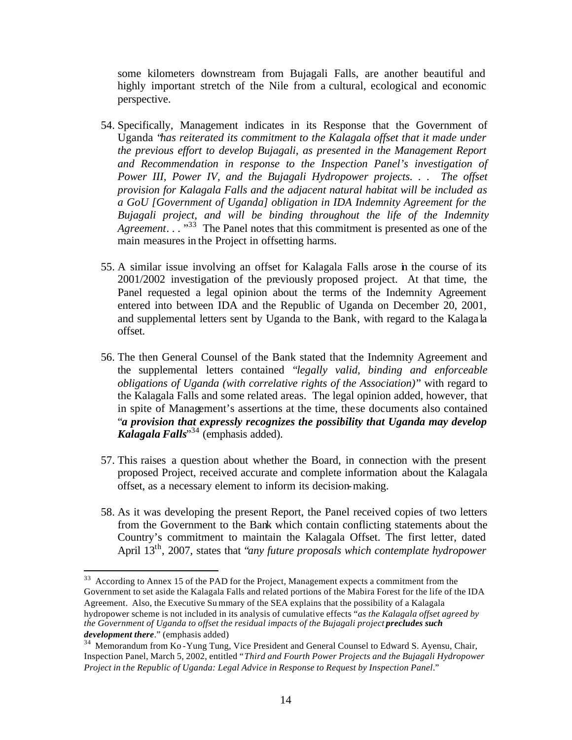some kilometers downstream from Bujagali Falls, are another beautiful and highly important stretch of the Nile from a cultural, ecological and economic perspective.

54. Specifically, Management indicates in its Response that the Government of Uganda "*has reiterated its commitment to the Kalagala offset that it made under the previous effort to develop Bujagali, as presented in the Management Report and Recommendation in response to the Inspection Panel's investigation of Power III, Power IV, and the Bujagali Hydropower projects. . . The offset provision for Kalagala Falls and the adjacent natural habitat will be included as a GoU [Government of Uganda] obligation in IDA Indemnity Agreement for the Bujagali project, and will be binding throughout the life of the Indemnity Agreement. . .*"[33] The Panel notes that this commitment is presented as one of the main measures in the Project in offsetting harms.

55. A similar issue involving an offset for Kalagala Falls arose in the course of its 2001/2002 investigation of the previously proposed project. At that time, the Panel requested a legal opinion about the terms of the Indemnity Agreement entered into between IDA and the Republic of Uganda on December 20, 2001, and supplemental letters sent by Uganda to the Bank, with regard to the Kalagala offset.

56. The then General Counsel of the Bank stated that the Indemnity Agreement and the supplemental letters contained "*legally valid, binding and enforceable obligations of Uganda (with correlative rights of the Association)*" with regard to the Kalagala Falls and some related areas. The legal opinion added, however, that in spite of Management's assertions at the time, these documents also contained "***a provision that expressly recognizes the possibility that Uganda may develop Kalagala Falls***"[34] (emphasis added).

57. This raises a question about whether the Board, in connection with the present proposed Project, received accurate and complete information about the Kalagala offset, as a necessary element to inform its decision-making.

58. As it was developing the present Report, the Panel received copies of two letters from the Government to the Bank which contain conflicting statements about the Country's commitment to maintain the Kalagala Offset. The first letter, dated April 13th, 2007, states that "*any future proposals which contemplate hydropower*

---

[33] According to Annex 15 of the PAD for the Project, Management expects a commitment from the Government to set aside the Kalagala Falls and related portions of the Mabira Forest for the life of the IDA Agreement. Also, the Executive Summary of the SEA explains that the possibility of a Kalagala hydropower scheme is not included in its analysis of cumulative effects "*as the Kalagala offset agreed by the Government of Uganda to offset the residual impacts of the Bujagali project* ***precludes such development there***." (emphasis added)

[34] Memorandum from Ko-Yung Tung, Vice President and General Counsel to Edward S. Ayensu, Chair, Inspection Panel, March 5, 2002, entitled "*Third and Fourth Power Projects and the Bujagali Hydropower Project in the Republic of Uganda: Legal Advice in Response to Request by Inspection Panel*."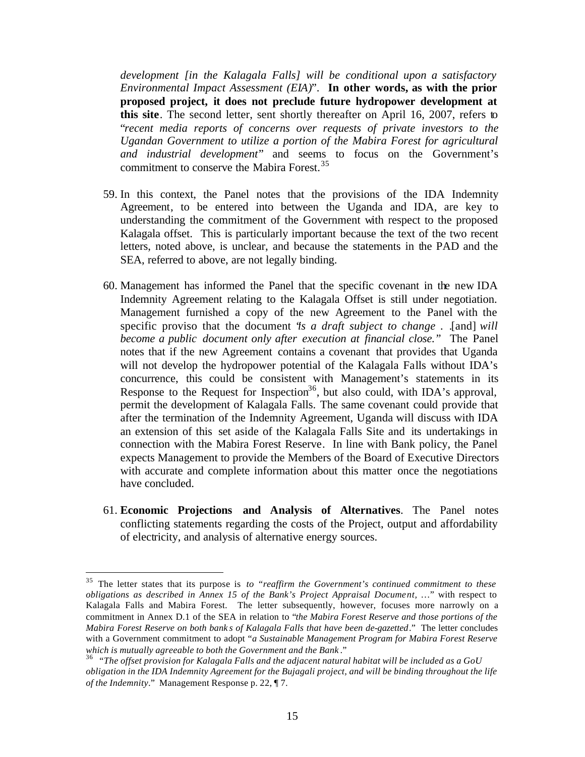*development [in the Kalagala Falls] will be conditional upon a satisfactory Environmental Impact Assessment (EIA)*". **In other words, as with the prior proposed project, it does not preclude future hydropower development at this site**. The second letter, sent shortly thereafter on April 16, 2007, refers to "*recent media reports of concerns over requests of private investors to the Ugandan Government to utilize a portion of the Mabira Forest for agricultural and industrial development*" and seems to focus on the Government's commitment to conserve the Mabira Forest.[35]

59. In this context, the Panel notes that the provisions of the IDA Indemnity Agreement, to be entered into between the Uganda and IDA, are key to understanding the commitment of the Government with respect to the proposed Kalagala offset. This is particularly important because the text of the two recent letters, noted above, is unclear, and because the statements in the PAD and the SEA, referred to above, are not legally binding.

60. Management has informed the Panel that the specific covenant in the new IDA Indemnity Agreement relating to the Kalagala Offset is still under negotiation. Management furnished a copy of the new Agreement to the Panel with the specific proviso that the document "*is a draft subject to change . .*[and] *will become a public document only after execution at financial close.*" The Panel notes that if the new Agreement contains a covenant that provides that Uganda will not develop the hydropower potential of the Kalagala Falls without IDA's concurrence, this could be consistent with Management's statements in its Response to the Request for Inspection[36], but also could, with IDA's approval, permit the development of Kalagala Falls. The same covenant could provide that after the termination of the Indemnity Agreement, Uganda will discuss with IDA an extension of this set aside of the Kalagala Falls Site and its undertakings in connection with the Mabira Forest Reserve. In line with Bank policy, the Panel expects Management to provide the Members of the Board of Executive Directors with accurate and complete information about this matter once the negotiations have concluded.

61. **Economic Projections and Analysis of Alternatives**. The Panel notes conflicting statements regarding the costs of the Project, output and affordability of electricity, and analysis of alternative energy sources.

---

[35] The letter states that its purpose is *to "reaffirm the Government's continued commitment to these obligations as described in Annex 15 of the Bank's Project Appraisal Document, …*" with respect to Kalagala Falls and Mabira Forest. The letter subsequently, however, focuses more narrowly on a commitment in Annex D.1 of the SEA in relation to "*the Mabira Forest Reserve and those portions of the Mabira Forest Reserve on both banks of Kalagala Falls that have been de-gazetted*." The letter concludes with a Government commitment to adopt "*a Sustainable Management Program for Mabira Forest Reserve which is mutually agreeable to both the Government and the Bank*."

[36] "*The offset provision for Kalagala Falls and the adjacent natural habitat will be included as a GoU obligation in the IDA Indemnity Agreement for the Bujagali project, and will be binding throughout the life of the Indemnity*." Management Response p. 22, ¶ 7.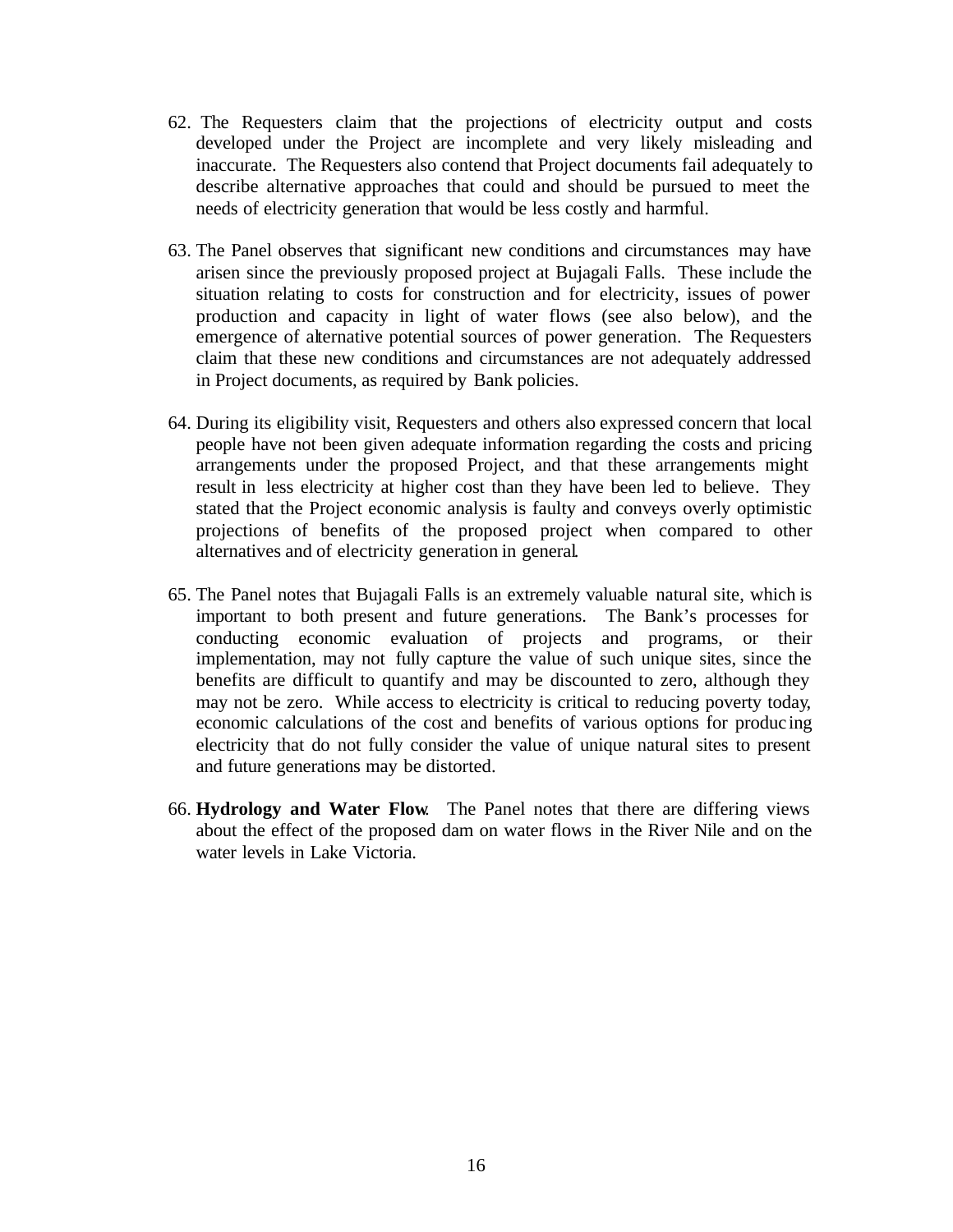62. The Requesters claim that the projections of electricity output and costs developed under the Project are incomplete and very likely misleading and inaccurate. The Requesters also contend that Project documents fail adequately to describe alternative approaches that could and should be pursued to meet the needs of electricity generation that would be less costly and harmful.

63. The Panel observes that significant new conditions and circumstances may have arisen since the previously proposed project at Bujagali Falls. These include the situation relating to costs for construction and for electricity, issues of power production and capacity in light of water flows (see also below), and the emergence of alternative potential sources of power generation. The Requesters claim that these new conditions and circumstances are not adequately addressed in Project documents, as required by Bank policies.

64. During its eligibility visit, Requesters and others also expressed concern that local people have not been given adequate information regarding the costs and pricing arrangements under the proposed Project, and that these arrangements might result in less electricity at higher cost than they have been led to believe. They stated that the Project economic analysis is faulty and conveys overly optimistic projections of benefits of the proposed project when compared to other alternatives and of electricity generation in general.

65. The Panel notes that Bujagali Falls is an extremely valuable natural site, which is important to both present and future generations. The Bank's processes for conducting economic evaluation of projects and programs, or their implementation, may not fully capture the value of such unique sites, since the benefits are difficult to quantify and may be discounted to zero, although they may not be zero. While access to electricity is critical to reducing poverty today, economic calculations of the cost and benefits of various options for producing electricity that do not fully consider the value of unique natural sites to present and future generations may be distorted.

66. **Hydrology and Water Flow**. The Panel notes that there are differing views about the effect of the proposed dam on water flows in the River Nile and on the water levels in Lake Victoria.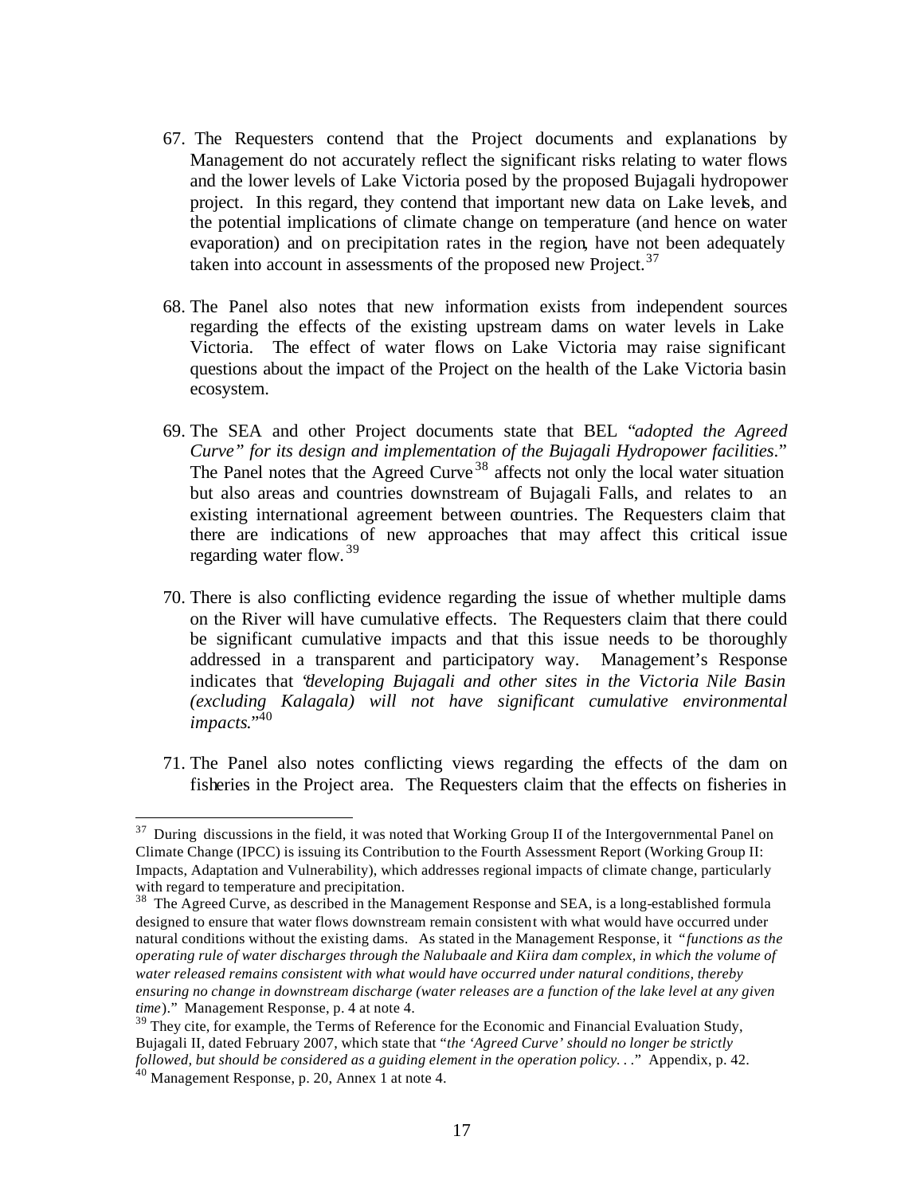67. The Requesters contend that the Project documents and explanations by Management do not accurately reflect the significant risks relating to water flows and the lower levels of Lake Victoria posed by the proposed Bujagali hydropower project. In this regard, they contend that important new data on Lake levels, and the potential implications of climate change on temperature (and hence on water evaporation) and on precipitation rates in the region, have not been adequately taken into account in assessments of the proposed new Project.[37]

68. The Panel also notes that new information exists from independent sources regarding the effects of the existing upstream dams on water levels in Lake Victoria. The effect of water flows on Lake Victoria may raise significant questions about the impact of the Project on the health of the Lake Victoria basin ecosystem.

69. The SEA and other Project documents state that BEL "*adopted the Agreed Curve" for its design and implementation of the Bujagali Hydropower facilities*." The Panel notes that the Agreed Curve[38] affects not only the local water situation but also areas and countries downstream of Bujagali Falls, and relates to an existing international agreement between countries. The Requesters claim that there are indications of new approaches that may affect this critical issue regarding water flow.[39]

70. There is also conflicting evidence regarding the issue of whether multiple dams on the River will have cumulative effects. The Requesters claim that there could be significant cumulative impacts and that this issue needs to be thoroughly addressed in a transparent and participatory way. Management's Response indicates that "*developing Bujagali and other sites in the Victoria Nile Basin (excluding Kalagala) will not have significant cumulative environmental impacts*."[40]

71. The Panel also notes conflicting views regarding the effects of the dam on fisheries in the Project area. The Requesters claim that the effects on fisheries in

---

[37] During discussions in the field, it was noted that Working Group II of the Intergovernmental Panel on Climate Change (IPCC) is issuing its Contribution to the Fourth Assessment Report (Working Group II: Impacts, Adaptation and Vulnerability), which addresses regional impacts of climate change, particularly with regard to temperature and precipitation.

[38] The Agreed Curve, as described in the Management Response and SEA, is a long-established formula designed to ensure that water flows downstream remain consistent with what would have occurred under natural conditions without the existing dams. As stated in the Management Response, it "*functions as the operating rule of water discharges through the Nalubaale and Kiira dam complex, in which the volume of water released remains consistent with what would have occurred under natural conditions, thereby ensuring no change in downstream discharge (water releases are a function of the lake level at any given time)*." Management Response, p. 4 at note 4.

[39] They cite, for example, the Terms of Reference for the Economic and Financial Evaluation Study, Bujagali II, dated February 2007, which state that "*the 'Agreed Curve' should no longer be strictly followed, but should be considered as a guiding element in the operation policy. . .*" Appendix, p. 42.

[40] Management Response, p. 20, Annex 1 at note 4.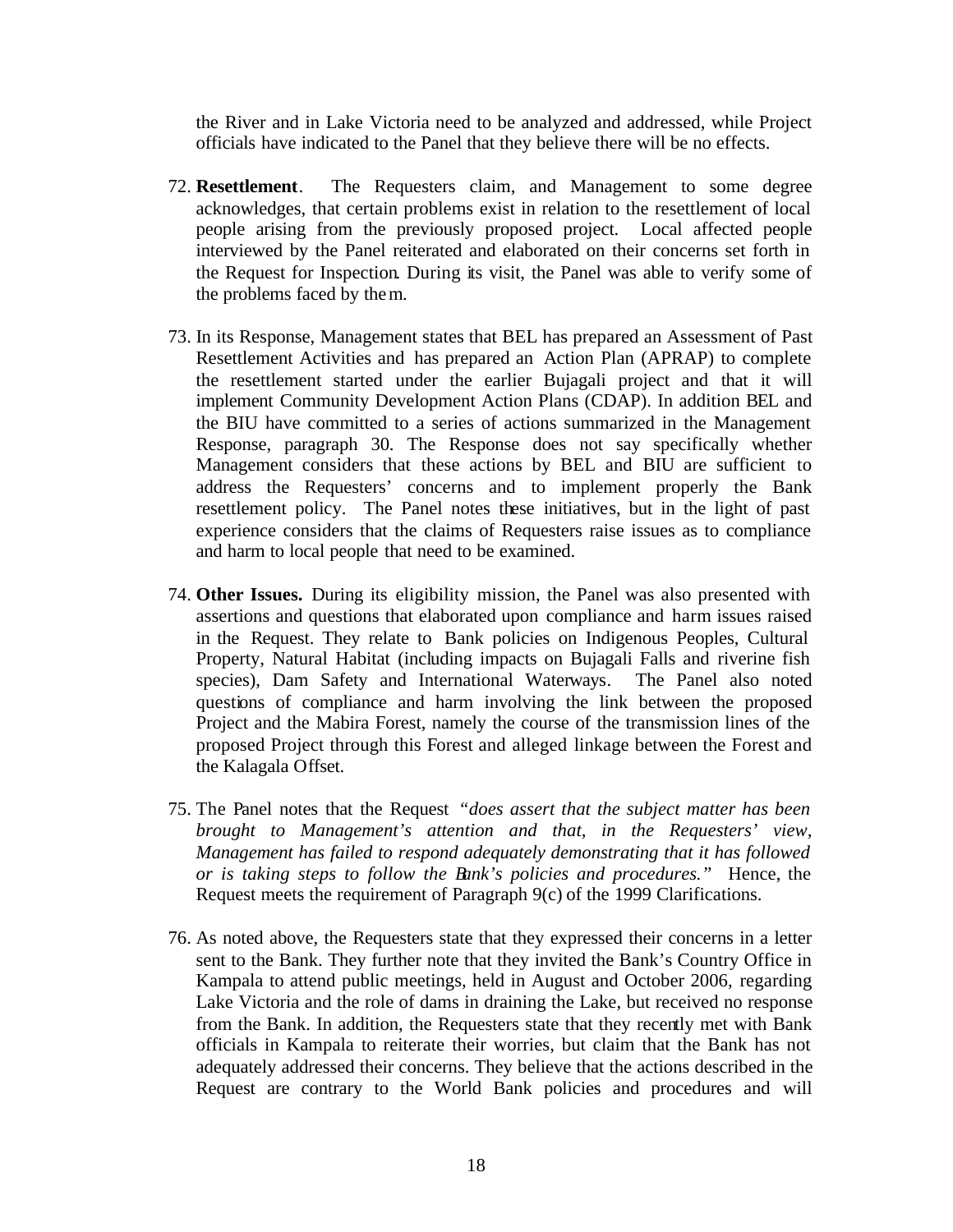the River and in Lake Victoria need to be analyzed and addressed, while Project officials have indicated to the Panel that they believe there will be no effects.

72. **Resettlement**. The Requesters claim, and Management to some degree acknowledges, that certain problems exist in relation to the resettlement of local people arising from the previously proposed project. Local affected people interviewed by the Panel reiterated and elaborated on their concerns set forth in the Request for Inspection. During its visit, the Panel was able to verify some of the problems faced by them.

73. In its Response, Management states that BEL has prepared an Assessment of Past Resettlement Activities and has prepared an Action Plan (APRAP) to complete the resettlement started under the earlier Bujagali project and that it will implement Community Development Action Plans (CDAP). In addition BEL and the BIU have committed to a series of actions summarized in the Management Response, paragraph 30. The Response does not say specifically whether Management considers that these actions by BEL and BIU are sufficient to address the Requesters' concerns and to implement properly the Bank resettlement policy. The Panel notes these initiatives, but in the light of past experience considers that the claims of Requesters raise issues as to compliance and harm to local people that need to be examined.

74. **Other Issues.** During its eligibility mission, the Panel was also presented with assertions and questions that elaborated upon compliance and harm issues raised in the Request. They relate to Bank policies on Indigenous Peoples, Cultural Property, Natural Habitat (including impacts on Bujagali Falls and riverine fish species), Dam Safety and International Waterways. The Panel also noted questions of compliance and harm involving the link between the proposed Project and the Mabira Forest, namely the course of the transmission lines of the proposed Project through this Forest and alleged linkage between the Forest and the Kalagala Offset.

75. The Panel notes that the Request *"does assert that the subject matter has been brought to Management's attention and that, in the Requesters' view, Management has failed to respond adequately demonstrating that it has followed or is taking steps to follow the Bank's policies and procedures."* Hence, the Request meets the requirement of Paragraph 9(c) of the 1999 Clarifications.

76. As noted above, the Requesters state that they expressed their concerns in a letter sent to the Bank. They further note that they invited the Bank's Country Office in Kampala to attend public meetings, held in August and October 2006, regarding Lake Victoria and the role of dams in draining the Lake, but received no response from the Bank. In addition, the Requesters state that they recently met with Bank officials in Kampala to reiterate their worries, but claim that the Bank has not adequately addressed their concerns. They believe that the actions described in the Request are contrary to the World Bank policies and procedures and will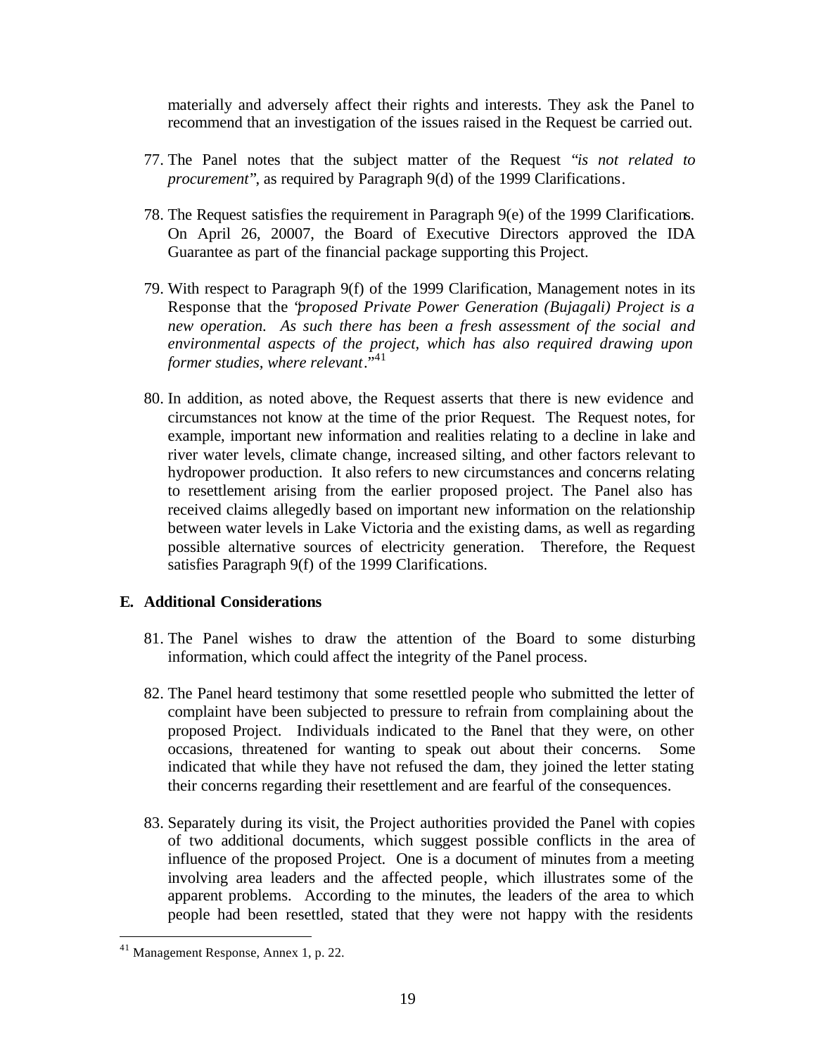materially and adversely affect their rights and interests. They ask the Panel to recommend that an investigation of the issues raised in the Request be carried out.

77. The Panel notes that the subject matter of the Request "*is not related to procurement*", as required by Paragraph 9(d) of the 1999 Clarifications.

78. The Request satisfies the requirement in Paragraph 9(e) of the 1999 Clarifications. On April 26, 20007, the Board of Executive Directors approved the IDA Guarantee as part of the financial package supporting this Project.

79. With respect to Paragraph 9(f) of the 1999 Clarification, Management notes in its Response that the "*proposed Private Power Generation (Bujagali) Project is a new operation. As such there has been a fresh assessment of the social and environmental aspects of the project, which has also required drawing upon former studies, where relevant*."[41]

80. In addition, as noted above, the Request asserts that there is new evidence and circumstances not know at the time of the prior Request. The Request notes, for example, important new information and realities relating to a decline in lake and river water levels, climate change, increased silting, and other factors relevant to hydropower production. It also refers to new circumstances and concerns relating to resettlement arising from the earlier proposed project. The Panel also has received claims allegedly based on important new information on the relationship between water levels in Lake Victoria and the existing dams, as well as regarding possible alternative sources of electricity generation. Therefore, the Request satisfies Paragraph 9(f) of the 1999 Clarifications.

## E. Additional Considerations

81. The Panel wishes to draw the attention of the Board to some disturbing information, which could affect the integrity of the Panel process.

82. The Panel heard testimony that some resettled people who submitted the letter of complaint have been subjected to pressure to refrain from complaining about the proposed Project. Individuals indicated to the Panel that they were, on other occasions, threatened for wanting to speak out about their concerns. Some indicated that while they have not refused the dam, they joined the letter stating their concerns regarding their resettlement and are fearful of the consequences.

83. Separately during its visit, the Project authorities provided the Panel with copies of two additional documents, which suggest possible conflicts in the area of influence of the proposed Project. One is a document of minutes from a meeting involving area leaders and the affected people, which illustrates some of the apparent problems. According to the minutes, the leaders of the area to which people had been resettled, stated that they were not happy with the residents

---

[41] Management Response, Annex 1, p. 22.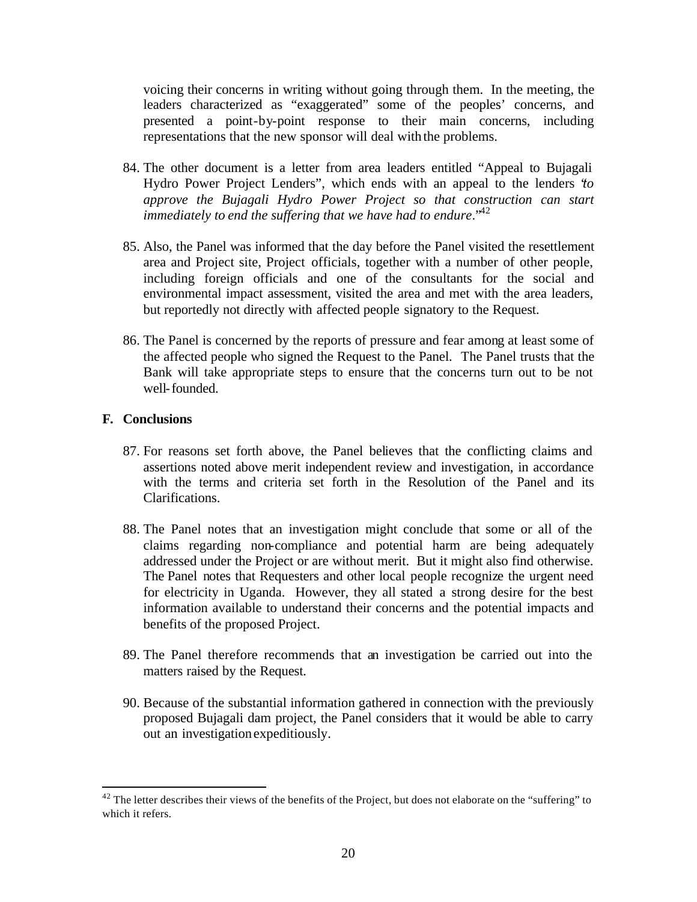voicing their concerns in writing without going through them. In the meeting, the leaders characterized as "exaggerated" some of the peoples' concerns, and presented a point-by-point response to their main concerns, including representations that the new sponsor will deal with the problems.

84. The other document is a letter from area leaders entitled "Appeal to Bujagali Hydro Power Project Lenders", which ends with an appeal to the lenders "*to approve the Bujagali Hydro Power Project so that construction can start immediately to end the suffering that we have had to endure*."[42]

85. Also, the Panel was informed that the day before the Panel visited the resettlement area and Project site, Project officials, together with a number of other people, including foreign officials and one of the consultants for the social and environmental impact assessment, visited the area and met with the area leaders, but reportedly not directly with affected people signatory to the Request.

86. The Panel is concerned by the reports of pressure and fear among at least some of the affected people who signed the Request to the Panel. The Panel trusts that the Bank will take appropriate steps to ensure that the concerns turn out to be not well-founded.

## F. Conclusions

87. For reasons set forth above, the Panel believes that the conflicting claims and assertions noted above merit independent review and investigation, in accordance with the terms and criteria set forth in the Resolution of the Panel and its Clarifications.

88. The Panel notes that an investigation might conclude that some or all of the claims regarding non-compliance and potential harm are being adequately addressed under the Project or are without merit. But it might also find otherwise. The Panel notes that Requesters and other local people recognize the urgent need for electricity in Uganda. However, they all stated a strong desire for the best information available to understand their concerns and the potential impacts and benefits of the proposed Project.

89. The Panel therefore recommends that an investigation be carried out into the matters raised by the Request.

90. Because of the substantial information gathered in connection with the previously proposed Bujagali dam project, the Panel considers that it would be able to carry out an investigation expeditiously.

---

[42] The letter describes their views of the benefits of the Project, but does not elaborate on the "suffering" to which it refers.